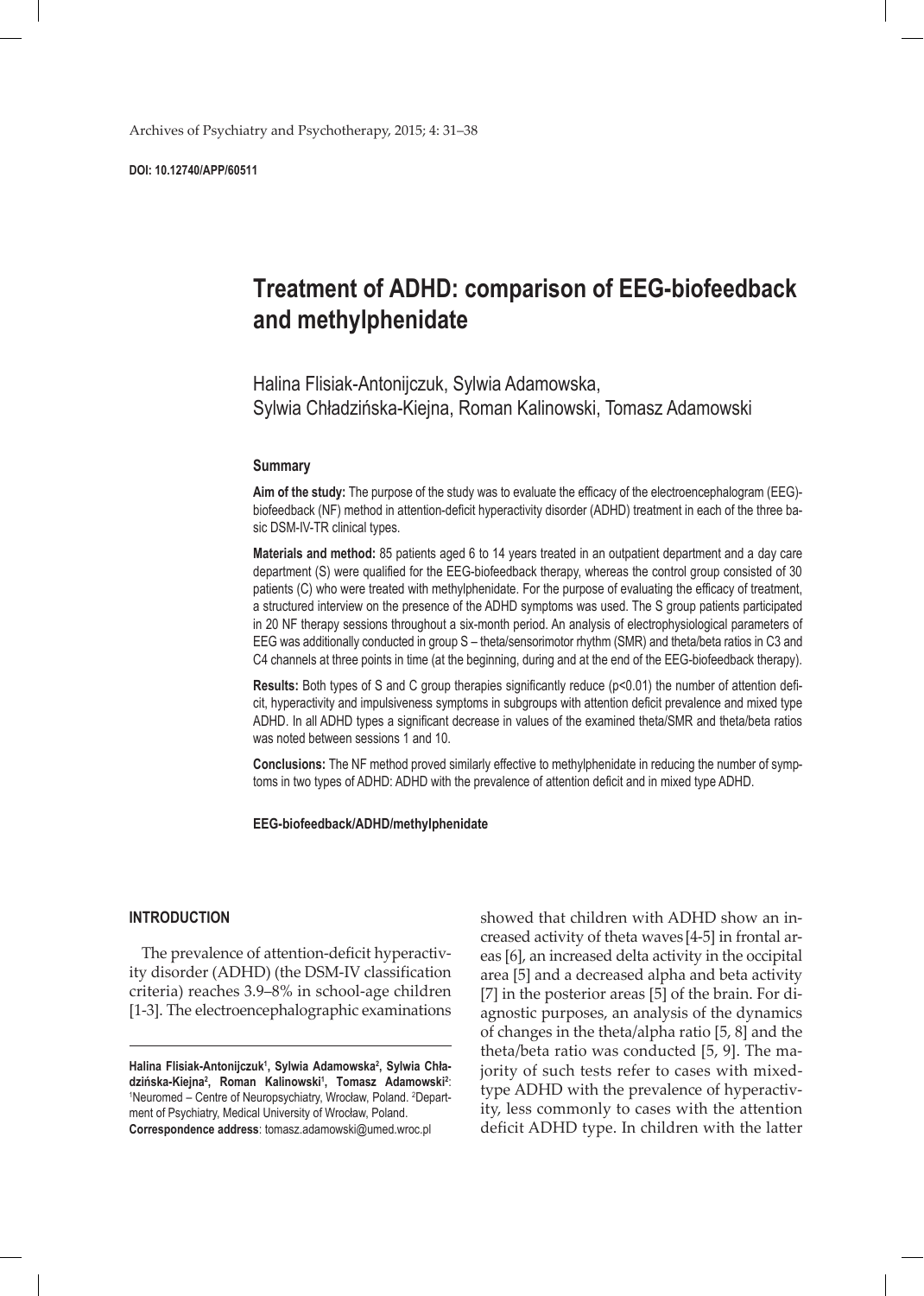DOI: 10.12740/APP/60511

# Treatment of ADHD: comparison of EEG-biofeedback and methylphenidate

Halina Flisiak-Antonijczuk, Sylwia Adamowska, Sylwia Chładzińska-Kiejna, Roman Kalinowski, Tomasz Adamowski

### Summary

**Aim of the study:** The purpose of the study was to evaluate the efficacy of the electroencephalogram (EEG)-biofeedback (NF) method in attention-deficit hyperactivity disorder (ADHD) treatment in each of the three basic DSM-IV-TR clinical types.

**Materials and method:** 85 patients aged 6 to 14 years treated in an outpatient department and a day care department (S) were qualified for the EEG-biofeedback therapy, whereas the control group consisted of 30 patients (C) who were treated with methylphenidate. For the purpose of evaluating the efficacy of treatment, a structured interview on the presence of the ADHD symptoms was used. The S group patients participated in 20 NF therapy sessions throughout a six-month period. An analysis of electrophysiological parameters of EEG was additionally conducted in group S – theta/sensorimotor rhythm (SMR) and theta/beta ratios in C3 and C4 channels at three points in time (at the beginning, during and at the end of the EEG-biofeedback therapy).

**Results:** Both types of S and C group therapies significantly reduce ($p<0.01$) the number of attention deficit, hyperactivity and impulsiveness symptoms in subgroups with attention deficit prevalence and mixed type ADHD. In all ADHD types a significant decrease in values of the examined theta/SMR and theta/beta ratios was noted between sessions 1 and 10.

**Conclusions:** The NF method proved similarly effective to methylphenidate in reducing the number of symptoms in two types of ADHD: ADHD with the prevalence of attention deficit and in mixed type ADHD.

**EEG-biofeedback/ADHD/methylphenidate**

## INTRODUCTION

The prevalence of attention-deficit hyperactivity disorder (ADHD) (the DSM-IV classification criteria) reaches 3.9–8% in school-age children [1-3]. The electroencephalographic examinations showed that children with ADHD show an increased activity of theta waves [4-5] in frontal areas [6], an increased delta activity in the occipital area [5] and a decreased alpha and beta activity [7] in the posterior areas [5] of the brain. For diagnostic purposes, an analysis of the dynamics of changes in the theta/alpha ratio [5, 8] and the theta/beta ratio was conducted [5, 9]. The majority of such tests refer to cases with mixed-type ADHD with the prevalence of hyperactivity, less commonly to cases with the attention deficit ADHD type. In children with the latter

---

**Halina Flisiak-Antonijczuk[1], Sylwia Adamowska[2], Sylwia Chładzińska-Kiejna[2], Roman Kalinowski[1], Tomasz Adamowski[2]**: [1]Neuromed – Centre of Neuropsychiatry, Wrocław, Poland. [2]Department of Psychiatry, Medical University of Wrocław, Poland.
**Correspondence address**: tomasz.adamowski@umed.wroc.pl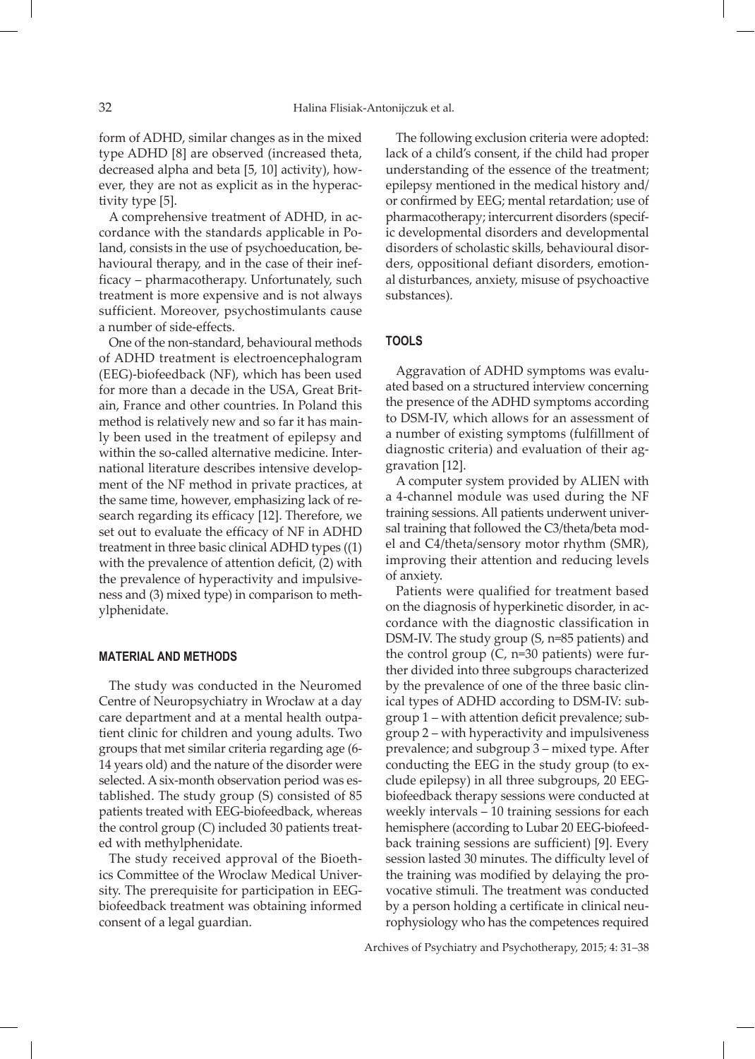form of ADHD, similar changes as in the mixed type ADHD [8] are observed (increased theta, decreased alpha and beta [5, 10] activity), however, they are not as explicit as in the hyperactivity type [5].

A comprehensive treatment of ADHD, in accordance with the standards applicable in Poland, consists in the use of psychoeducation, behavioural therapy, and in the case of their inefficacy – pharmacotherapy. Unfortunately, such treatment is more expensive and is not always sufficient. Moreover, psychostimulants cause a number of side-effects.

One of the non-standard, behavioural methods of ADHD treatment is electroencephalogram (EEG)-biofeedback (NF), which has been used for more than a decade in the USA, Great Britain, France and other countries. In Poland this method is relatively new and so far it has mainly been used in the treatment of epilepsy and within the so-called alternative medicine. International literature describes intensive development of the NF method in private practices, at the same time, however, emphasizing lack of research regarding its efficacy [12]. Therefore, we set out to evaluate the efficacy of NF in ADHD treatment in three basic clinical ADHD types ((1) with the prevalence of attention deficit, (2) with the prevalence of hyperactivity and impulsiveness and (3) mixed type) in comparison to methylphenidate.

## MATERIAL AND METHODS

The study was conducted in the Neuromed Centre of Neuropsychiatry in Wrocław at a day care department and at a mental health outpatient clinic for children and young adults. Two groups that met similar criteria regarding age (6-14 years old) and the nature of the disorder were selected. A six-month observation period was established. The study group (S) consisted of 85 patients treated with EEG-biofeedback, whereas the control group (C) included 30 patients treated with methylphenidate.

The study received approval of the Bioethics Committee of the Wroclaw Medical University. The prerequisite for participation in EEG-biofeedback treatment was obtaining informed consent of a legal guardian.

The following exclusion criteria were adopted: lack of a child's consent, if the child had proper understanding of the essence of the treatment; epilepsy mentioned in the medical history and/or confirmed by EEG; mental retardation; use of pharmacotherapy; intercurrent disorders (specific developmental disorders and developmental disorders of scholastic skills, behavioural disorders, oppositional defiant disorders, emotional disturbances, anxiety, misuse of psychoactive substances).

## TOOLS

Aggravation of ADHD symptoms was evaluated based on a structured interview concerning the presence of the ADHD symptoms according to DSM-IV, which allows for an assessment of a number of existing symptoms (fulfillment of diagnostic criteria) and evaluation of their aggravation [12].

A computer system provided by ALIEN with a 4-channel module was used during the NF training sessions. All patients underwent universal training that followed the C3/theta/beta model and C4/theta/sensory motor rhythm (SMR), improving their attention and reducing levels of anxiety.

Patients were qualified for treatment based on the diagnosis of hyperkinetic disorder, in accordance with the diagnostic classification in DSM-IV. The study group (S, n=85 patients) and the control group (C, n=30 patients) were further divided into three subgroups characterized by the prevalence of one of the three basic clinical types of ADHD according to DSM-IV: subgroup 1 – with attention deficit prevalence; subgroup 2 – with hyperactivity and impulsiveness prevalence; and subgroup 3 – mixed type. After conducting the EEG in the study group (to exclude epilepsy) in all three subgroups, 20 EEG-biofeedback therapy sessions were conducted at weekly intervals – 10 training sessions for each hemisphere (according to Lubar 20 EEG-biofeedback training sessions are sufficient) [9]. Every session lasted 30 minutes. The difficulty level of the training was modified by delaying the provocative stimuli. The treatment was conducted by a person holding a certificate in clinical neurophysiology who has the competences required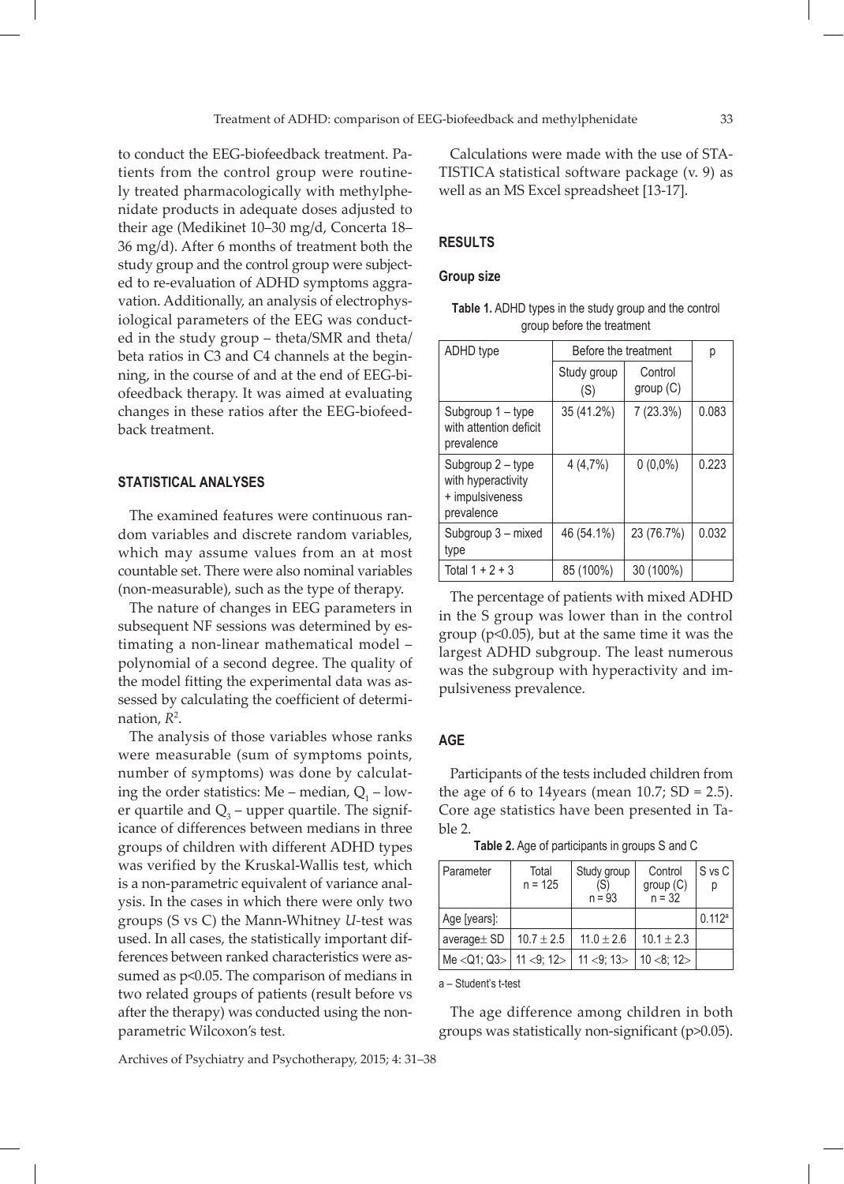to conduct the EEG-biofeedback treatment. Patients from the control group were routinely treated pharmacologically with methylphenidate products in adequate doses adjusted to their age (Medikinet 10–30 mg/d, Concerta 18–36 mg/d). After 6 months of treatment both the study group and the control group were subjected to re-evaluation of ADHD symptoms aggravation. Additionally, an analysis of electrophysiological parameters of the EEG was conducted in the study group – theta/SMR and theta/beta ratios in C3 and C4 channels at the beginning, in the course of and at the end of EEG-biofeedback therapy. It was aimed at evaluating changes in these ratios after the EEG-biofeedback treatment.

## STATISTICAL ANALYSES

The examined features were continuous random variables and discrete random variables, which may assume values from an at most countable set. There were also nominal variables (non-measurable), such as the type of therapy.

The nature of changes in EEG parameters in subsequent NF sessions was determined by estimating a non-linear mathematical model – polynomial of a second degree. The quality of the model fitting the experimental data was assessed by calculating the coefficient of determination, $R^2$.

The analysis of those variables whose ranks were measurable (sum of symptoms points, number of symptoms) was done by calculating the order statistics: Me – median, $Q_1$ – lower quartile and $Q_3$ – upper quartile. The significance of differences between medians in three groups of children with different ADHD types was verified by the Kruskal-Wallis test, which is a non-parametric equivalent of variance analysis. In the cases in which there were only two groups (S vs C) the Mann-Whitney *U*-test was used. In all cases, the statistically important differences between ranked characteristics were assumed as $p<0.05$. The comparison of medians in two related groups of patients (result before vs after the therapy) was conducted using the non-parametric Wilcoxon's test.

Calculations were made with the use of STATISTICA statistical software package (v. 9) as well as an MS Excel spreadsheet [13-17].

## RESULTS

### Group size

**Table 1.** ADHD types in the study group and the control group before the treatment

| ADHD type | Before the treatment | | p |
|---|---|---|---|
| | Study group (S) | Control group (C) | |
| Subgroup 1 – type with attention deficit prevalence | 35 (41.2%) | 7 (23.3%) | 0.083 |
| Subgroup 2 – type with hyperactivity + impulsiveness prevalence | 4 (4,7%) | 0 (0,0%) | 0.223 |
| Subgroup 3 – mixed type | 46 (54.1%) | 23 (76.7%) | 0.032 |
| Total 1 + 2 + 3 | 85 (100%) | 30 (100%) | |

The percentage of patients with mixed ADHD in the S group was lower than in the control group ($p<0.05$), but at the same time it was the largest ADHD subgroup. The least numerous was the subgroup with hyperactivity and impulsiveness prevalence.

## AGE

Participants of the tests included children from the age of 6 to 14years (mean 10.7; SD = 2.5). Core age statistics have been presented in Table 2.

**Table 2.** Age of participants in groups S and C

| Parameter | Total n = 125 | Study group (S) n = 93 | Control group (C) n = 32 | S vs C p |
|---|---|---|---|---|
| Age [years]: | | | | 0.112[a] |
| average± SD | 10.7 ± 2.5 | 11.0 ± 2.6 | 10.1 ± 2.3 | |
| Me <Q1; Q3> | 11 <9; 12> | 11 <9; 13> | 10 <8; 12> | |

a – Student's t-test

The age difference among children in both groups was statistically non-significant ($p>0.05$).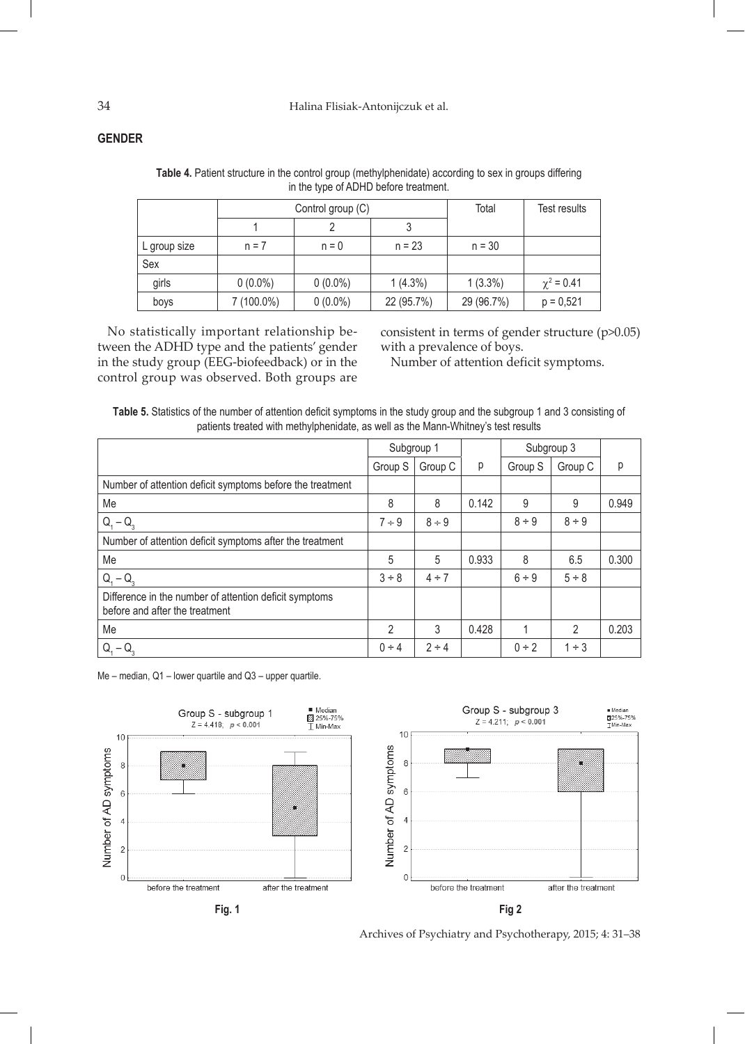**GENDER**

**Table 4.** Patient structure in the control group (methylphenidate) according to sex in groups differing in the type of ADHD before treatment.

| | Control group (C) | | | Total | Test results |
|---|---|---|---|---|---|
| | 1 | 2 | 3 | | |
| L group size | n = 7 | n = 0 | n = 23 | n = 30 | |
| Sex | | | | | |
| girls | 0 (0.0%) | 0 (0.0%) | 1 (4.3%) | 1 (3.3%) | $\chi^2 = 0.41$ |
| boys | 7 (100.0%) | 0 (0.0%) | 22 (95.7%) | 29 (96.7%) | p = 0,521 |

No statistically important relationship between the ADHD type and the patients' gender in the study group (EEG-biofeedback) or in the control group was observed. Both groups are consistent in terms of gender structure (p>0.05) with a prevalence of boys.

Number of attention deficit symptoms.

**Table 5.** Statistics of the number of attention deficit symptoms in the study group and the subgroup 1 and 3 consisting of patients treated with methylphenidate, as well as the Mann-Whitney's test results

| | Subgroup 1 | | p | Subgroup 3 | | p |
|---|---|---|---|---|---|---|
| | Group S | Group C | | Group S | Group C | |
| Number of attention deficit symptoms before the treatment | | | | | | |
| Me | 8 | 8 | 0.142 | 9 | 9 | 0.949 |
| $Q_1 - Q_3$ | 7 ÷ 9 | 8 ÷ 9 | | 8 ÷ 9 | 8 ÷ 9 | |
| Number of attention deficit symptoms after the treatment | | | | | | |
| Me | 5 | 5 | 0.933 | 8 | 6.5 | 0.300 |
| $Q_1 - Q_3$ | 3 ÷ 8 | 4 ÷ 7 | | 6 ÷ 9 | 5 ÷ 8 | |
| Difference in the number of attention deficit symptoms before and after the treatment | | | | | | |
| Me | 2 | 3 | 0.428 | 1 | 2 | 0.203 |
| $Q_1 - Q_3$ | 0 ÷ 4 | 2 ÷ 4 | | 0 ÷ 2 | 1 ÷ 3 | |

Me – median, Q1 – lower quartile and Q3 – upper quartile.

Group S - subgroup 1
Z = 4.418; p < 0.001
Median
25%-75%
Min-Max
Number of AD symptoms
before the treatment
after the treatment

**Fig. 1**

Group S - subgroup 3
Z = 4.211; p < 0.001
Median
25%-75%
Min-Max
Number of AD symptoms
before the treatment
after the treatment

**Fig 2**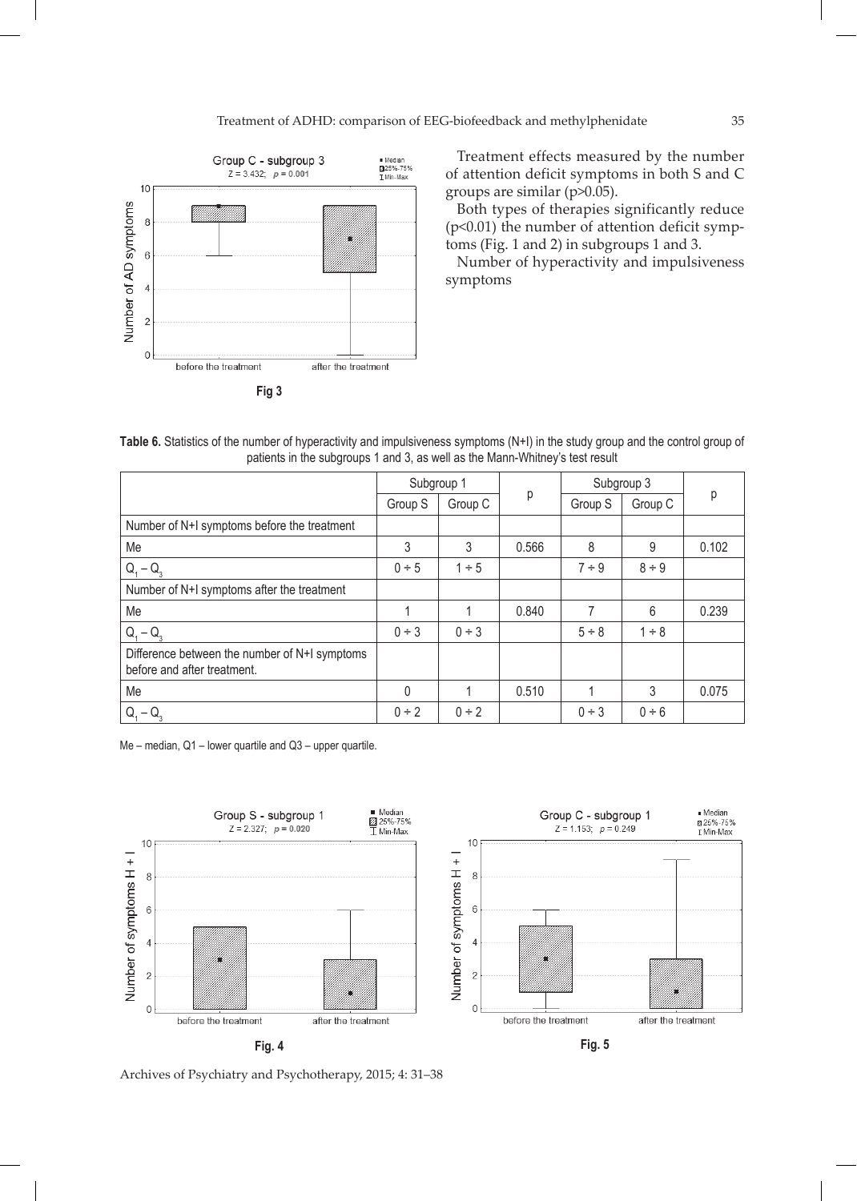Group C - subgroup 3

Z = 3.432; *p* = 0.001

Median
25%-75%
Min-Max

Number of AD symptoms

10
8
6
4
2
0

before the treatment
after the treatment

**Fig 3**

Treatment effects measured by the number of attention deficit symptoms in both S and C groups are similar ($p>0.05$).

Both types of therapies significantly reduce ($p<0.01$) the number of attention deficit symptoms (Fig. 1 and 2) in subgroups 1 and 3.

Number of hyperactivity and impulsiveness symptoms

**Table 6.** Statistics of the number of hyperactivity and impulsiveness symptoms (N+I) in the study group and the control group of patients in the subgroups 1 and 3, as well as the Mann-Whitney's test result

| | Subgroup 1 | | p | Subgroup 3 | | p |
|---|---|---|---|---|---|---|
| | Group S | Group C | | Group S | Group C | |
| Number of N+I symptoms before the treatment | | | | | | |
| Me | 3 | 3 | 0.566 | 8 | 9 | 0.102 |
| $Q_1 – Q_3$ | 0 ÷ 5 | 1 ÷ 5 | | 7 ÷ 9 | 8 ÷ 9 | |
| Number of N+I symptoms after the treatment | | | | | | |
| Me | 1 | 1 | 0.840 | 7 | 6 | 0.239 |
| $Q_1 – Q_3$ | 0 ÷ 3 | 0 ÷ 3 | | 5 ÷ 8 | 1 ÷ 8 | |
| Difference between the number of N+I symptoms before and after treatment. | | | | | | |
| Me | 0 | 1 | 0.510 | 1 | 3 | 0.075 |
| $Q_1 – Q_3$ | 0 ÷ 2 | 0 ÷ 2 | | 0 ÷ 3 | 0 ÷ 6 | |

Me – median, Q1 – lower quartile and Q3 – upper quartile.

Group S - subgroup 1

Z = 2.327; *p* = 0.020

Median
25%-75%
Min-Max

Number of symptoms H + I

10
8
6
4
2
0

before the treatment
after the treatment

**Fig. 4**

Group C - subgroup 1

Z = 1.153; *p* = 0.249

Median
25%-75%
Min-Max

Number of symptoms H + I

10
8
6
4
2
0

before the treatment
after the treatment

**Fig. 5**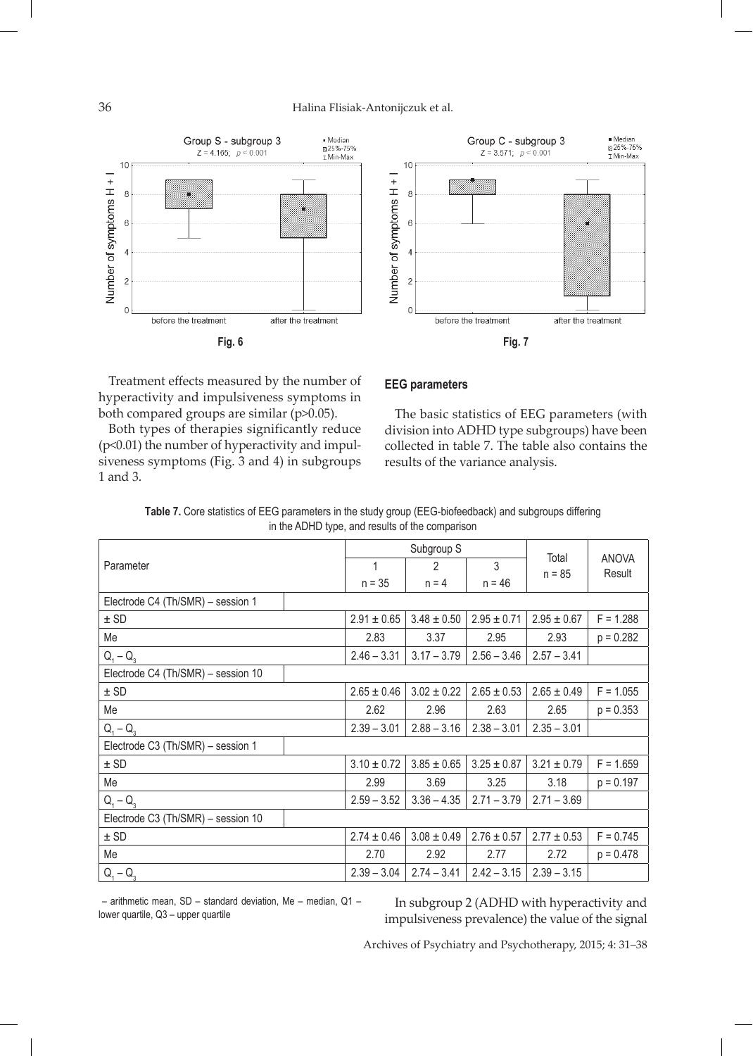Group S - subgroup 3

$Z = 4.165$; $p < 0.001$

▪ Median
▨ 25%-75%
I Min-Max

Number of symptoms H + I

10
8
6
4
2
0

before the treatment
after the treatment

**Fig. 6**

Group C - subgroup 3

$Z = 3.571$; $p < 0.001$

▪ Median
▨ 25%-75%
I Min-Max

Number of symptoms H + I

10
8
6
4
2
0

before the treatment
after the treatment

**Fig. 7**

Treatment effects measured by the number of hyperactivity and impulsiveness symptoms in both compared groups are similar ($p>0.05$).

Both types of therapies significantly reduce ($p<0.01$) the number of hyperactivity and impulsiveness symptoms (Fig. 3 and 4) in subgroups 1 and 3.

### EEG parameters

The basic statistics of EEG parameters (with division into ADHD type subgroups) have been collected in table 7. The table also contains the results of the variance analysis.

**Table 7.** Core statistics of EEG parameters in the study group (EEG-biofeedback) and subgroups differing in the ADHD type, and results of the comparison

| Parameter | Subgroup S | | | Total | ANOVA |
|---|---|---|---|---|---|
| | 1 | 2 | 3 | $n = 85$ | Result |
| | $n = 35$ | $n = 4$ | $n = 46$ | | |
| Electrode C4 (Th/SMR) – session 1 | | | | | |
| ± SD | 2.91 ± 0.65 | 3.48 ± 0.50 | 2.95 ± 0.71 | 2.95 ± 0.67 | $F = 1.288$ |
| Me | 2.83 | 3.37 | 2.95 | 2.93 | $p = 0.282$ |
| $Q_1 - Q_3$ | 2.46 – 3.31 | 3.17 – 3.79 | 2.56 – 3.46 | 2.57 – 3.41 | |
| Electrode C4 (Th/SMR) – session 10 | | | | | |
| ± SD | 2.65 ± 0.46 | 3.02 ± 0.22 | 2.65 ± 0.53 | 2.65 ± 0.49 | $F = 1.055$ |
| Me | 2.62 | 2.96 | 2.63 | 2.65 | $p = 0.353$ |
| $Q_1 - Q_3$ | 2.39 – 3.01 | 2.88 – 3.16 | 2.38 – 3.01 | 2.35 – 3.01 | |
| Electrode C3 (Th/SMR) – session 1 | | | | | |
| ± SD | 3.10 ± 0.72 | 3.85 ± 0.65 | 3.25 ± 0.87 | 3.21 ± 0.79 | $F = 1.659$ |
| Me | 2.99 | 3.69 | 3.25 | 3.18 | $p = 0.197$ |
| $Q_1 - Q_3$ | 2.59 – 3.52 | 3.36 – 4.35 | 2.71 – 3.79 | 2.71 – 3.69 | |
| Electrode C3 (Th/SMR) – session 10 | | | | | |
| ± SD | 2.74 ± 0.46 | 3.08 ± 0.49 | 2.76 ± 0.57 | 2.77 ± 0.53 | $F = 0.745$ |
| Me | 2.70 | 2.92 | 2.77 | 2.72 | $p = 0.478$ |
| $Q_1 - Q_3$ | 2.39 – 3.04 | 2.74 – 3.41 | 2.42 – 3.15 | 2.39 – 3.15 | |

– arithmetic mean, SD – standard deviation, Me – median, Q1 – lower quartile, Q3 – upper quartile

In subgroup 2 (ADHD with hyperactivity and impulsiveness prevalence) the value of the signal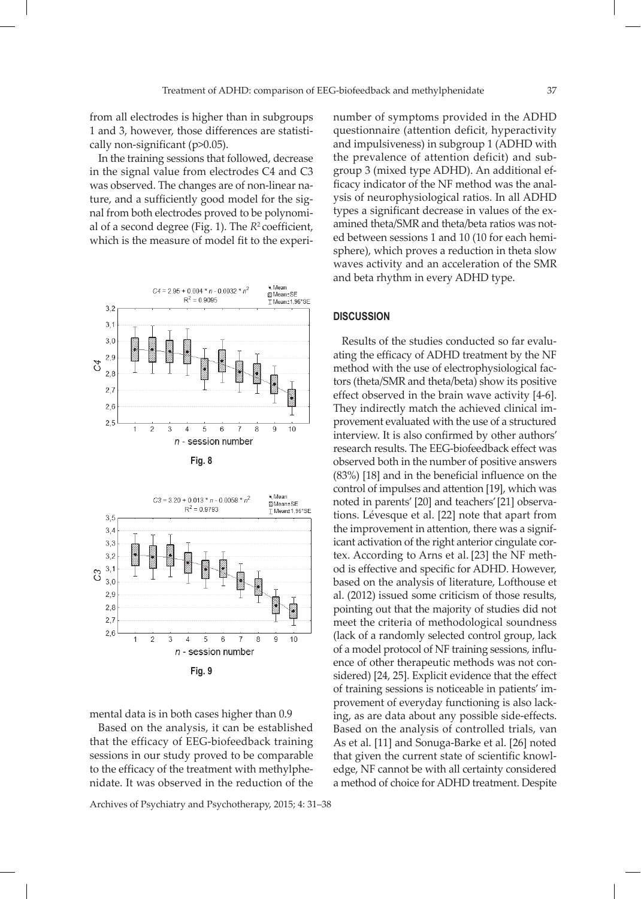from all electrodes is higher than in subgroups 1 and 3, however, those differences are statistically non-significant ($p>0.05$).

In the training sessions that followed, decrease in the signal value from electrodes C4 and C3 was observed. The changes are of non-linear nature, and a sufficiently good model for the signal from both electrodes proved to be polynomial of a second degree (Fig. 1). The $R^2$ coefficient, which is the measure of model fit to the experimental data is in both cases higher than 0.9

$C4 = 2.95 + 0.004 * n - 0.0032 * n^2$

$R^2 = 0.9095$

Mean
Mean±SE
Mean±1.96*SE

C4

n - session number

**Fig. 8**

$C3 = 3.20 + 0.013 * n - 0.0058 * n^2$

$R^2 = 0.9793$

Mean
Mean±SE
Mean±1.96*SE

C3

n - session number

**Fig. 9**

Based on the analysis, it can be established that the efficacy of EEG-biofeedback training sessions in our study proved to be comparable to the efficacy of the treatment with methylphenidate. It was observed in the reduction of the number of symptoms provided in the ADHD questionnaire (attention deficit, hyperactivity and impulsiveness) in subgroup 1 (ADHD with the prevalence of attention deficit) and subgroup 3 (mixed type ADHD). An additional efficacy indicator of the NF method was the analysis of neurophysiological ratios. In all ADHD types a significant decrease in values of the examined theta/SMR and theta/beta ratios was noted between sessions 1 and 10 (10 for each hemisphere), which proves a reduction in theta slow waves activity and an acceleration of the SMR and beta rhythm in every ADHD type.

## DISCUSSION

Results of the studies conducted so far evaluating the efficacy of ADHD treatment by the NF method with the use of electrophysiological factors (theta/SMR and theta/beta) show its positive effect observed in the brain wave activity [4-6]. They indirectly match the achieved clinical improvement evaluated with the use of a structured interview. It is also confirmed by other authors' research results. The EEG-biofeedback effect was observed both in the number of positive answers (83%) [18] and in the beneficial influence on the control of impulses and attention [19], which was noted in parents' [20] and teachers' [21] observations. Lévesque et al. [22] note that apart from the improvement in attention, there was a significant activation of the right anterior cingulate cortex. According to Arns et al. [23] the NF method is effective and specific for ADHD. However, based on the analysis of literature, Lofthouse et al. (2012) issued some criticism of those results, pointing out that the majority of studies did not meet the criteria of methodological soundness (lack of a randomly selected control group, lack of a model protocol of NF training sessions, influence of other therapeutic methods was not considered) [24, 25]. Explicit evidence that the effect of training sessions is noticeable in patients' improvement of everyday functioning is also lacking, as are data about any possible side-effects. Based on the analysis of controlled trials, van As et al. [11] and Sonuga-Barke et al. [26] noted that given the current state of scientific knowledge, NF cannot be with all certainty considered a method of choice for ADHD treatment. Despite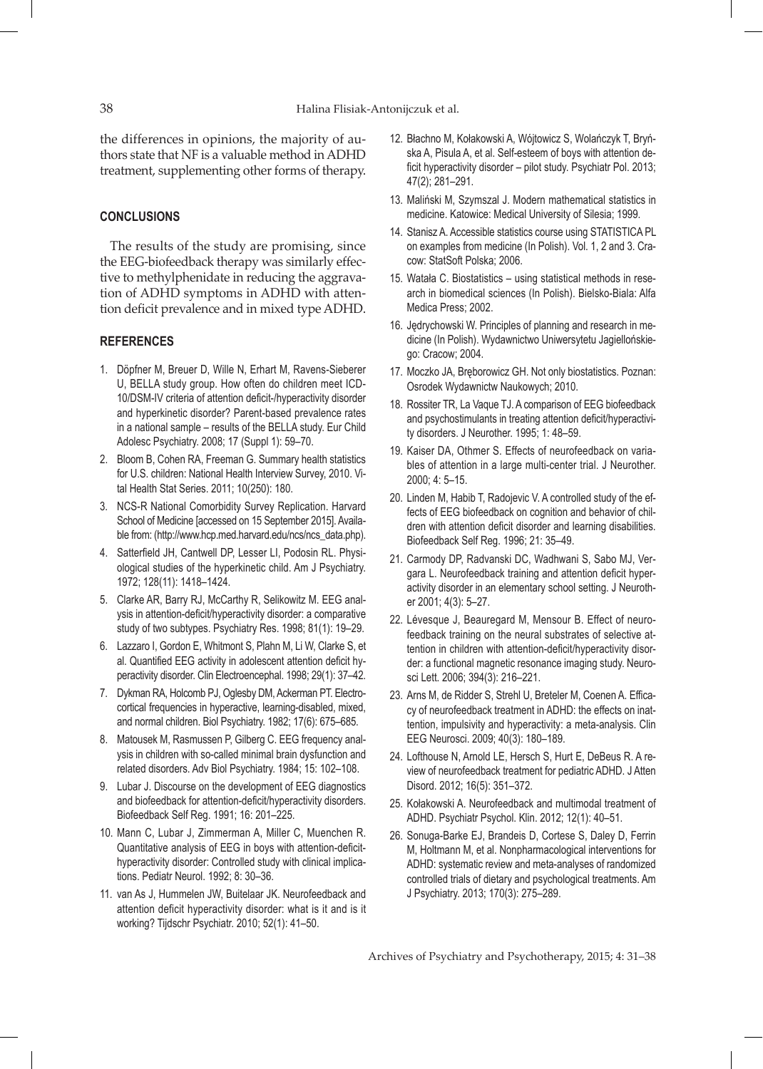the differences in opinions, the majority of authors state that NF is a valuable method in ADHD treatment, supplementing other forms of therapy.

## CONCLUSIONS

The results of the study are promising, since the EEG-biofeedback therapy was similarly effective to methylphenidate in reducing the aggravation of ADHD symptoms in ADHD with attention deficit prevalence and in mixed type ADHD.

## REFERENCES

1. Döpfner M, Breuer D, Wille N, Erhart M, Ravens-Sieberer U, BELLA study group. How often do children meet ICD-10/DSM-IV criteria of attention deficit-/hyperactivity disorder and hyperkinetic disorder? Parent-based prevalence rates in a national sample – results of the BELLA study. Eur Child Adolesc Psychiatry. 2008; 17 (Suppl 1): 59–70.
2. Bloom B, Cohen RA, Freeman G. Summary health statistics for U.S. children: National Health Interview Survey, 2010. Vital Health Stat Series. 2011; 10(250): 180.
3. NCS-R National Comorbidity Survey Replication. Harvard School of Medicine [accessed on 15 September 2015]. Available from: (http://www.hcp.med.harvard.edu/ncs/ncs_data.php).
4. Satterfield JH, Cantwell DP, Lesser LI, Podosin RL. Physiological studies of the hyperkinetic child. Am J Psychiatry. 1972; 128(11): 1418–1424.
5. Clarke AR, Barry RJ, McCarthy R, Selikowitz M. EEG analysis in attention-deficit/hyperactivity disorder: a comparative study of two subtypes. Psychiatry Res. 1998; 81(1): 19–29.
6. Lazzaro I, Gordon E, Whitmont S, Plahn M, Li W, Clarke S, et al. Quantified EEG activity in adolescent attention deficit hyperactivity disorder. Clin Electroencephal. 1998; 29(1): 37–42.
7. Dykman RA, Holcomb PJ, Oglesby DM, Ackerman PT. Electrocortical frequencies in hyperactive, learning-disabled, mixed, and normal children. Biol Psychiatry. 1982; 17(6): 675–685.
8. Matousek M, Rasmussen P, Gilberg C. EEG frequency analysis in children with so-called minimal brain dysfunction and related disorders. Adv Biol Psychiatry. 1984; 15: 102–108.
9. Lubar J. Discourse on the development of EEG diagnostics and biofeedback for attention-deficit/hyperactivity disorders. Biofeedback Self Reg. 1991; 16: 201–225.
10. Mann C, Lubar J, Zimmerman A, Miller C, Muenchen R. Quantitative analysis of EEG in boys with attention-deficit-hyperactivity disorder: Controlled study with clinical implications. Pediatr Neurol. 1992; 8: 30–36.
11. van As J, Hummelen JW, Buitelaar JK. Neurofeedback and attention deficit hyperactivity disorder: what is it and is it working? Tijdschr Psychiatr. 2010; 52(1): 41–50.
12. Błachno M, Kołakowski A, Wójtowicz S, Wolańczyk T, Bryńska A, Pisula A, et al. Self-esteem of boys with attention deficit hyperactivity disorder – pilot study. Psychiatr Pol. 2013; 47(2); 281–291.
13. Maliński M, Szymszal J. Modern mathematical statistics in medicine. Katowice: Medical University of Silesia; 1999.
14. Stanisz A. Accessible statistics course using STATISTICA PL on examples from medicine (In Polish). Vol. 1, 2 and 3. Cracow: StatSoft Polska; 2006.
15. Watała C. Biostatistics – using statistical methods in research in biomedical sciences (In Polish). Bielsko-Biala: Alfa Medica Press; 2002.
16. Jędrychowski W. Principles of planning and research in medicine (In Polish). Wydawnictwo Uniwersytetu Jagiellońskiego: Cracow; 2004.
17. Moczko JA, Bręborowicz GH. Not only biostatistics. Poznan: Osrodek Wydawnictw Naukowych; 2010.
18. Rossiter TR, La Vaque TJ. A comparison of EEG biofeedback and psychostimulants in treating attention deficit/hyperactivity disorders. J Neurother. 1995; 1: 48–59.
19. Kaiser DA, Othmer S. Effects of neurofeedback on variables of attention in a large multi-center trial. J Neurother. 2000; 4: 5–15.
20. Linden M, Habib T, Radojevic V. A controlled study of the effects of EEG biofeedback on cognition and behavior of children with attention deficit disorder and learning disabilities. Biofeedback Self Reg. 1996; 21: 35–49.
21. Carmody DP, Radvanski DC, Wadhwani S, Sabo MJ, Vergara L. Neurofeedback training and attention deficit hyperactivity disorder in an elementary school setting. J Neurother 2001; 4(3): 5–27.
22. Lévesque J, Beauregard M, Mensour B. Effect of neurofeedback training on the neural substrates of selective attention in children with attention-deficit/hyperactivity disorder: a functional magnetic resonance imaging study. Neurosci Lett. 2006; 394(3): 216–221.
23. Arns M, de Ridder S, Strehl U, Breteler M, Coenen A. Efficacy of neurofeedback treatment in ADHD: the effects on inattention, impulsivity and hyperactivity: a meta-analysis. Clin EEG Neurosci. 2009; 40(3): 180–189.
24. Lofthouse N, Arnold LE, Hersch S, Hurt E, DeBeus R. A review of neurofeedback treatment for pediatric ADHD. J Atten Disord. 2012; 16(5): 351–372.
25. Kołakowski A. Neurofeedback and multimodal treatment of ADHD. Psychiatr Psychol. Klin. 2012; 12(1): 40–51.
26. Sonuga-Barke EJ, Brandeis D, Cortese S, Daley D, Ferrin M, Holtmann M, et al. Nonpharmacological interventions for ADHD: systematic review and meta-analyses of randomized controlled trials of dietary and psychological treatments. Am J Psychiatry. 2013; 170(3): 275–289.